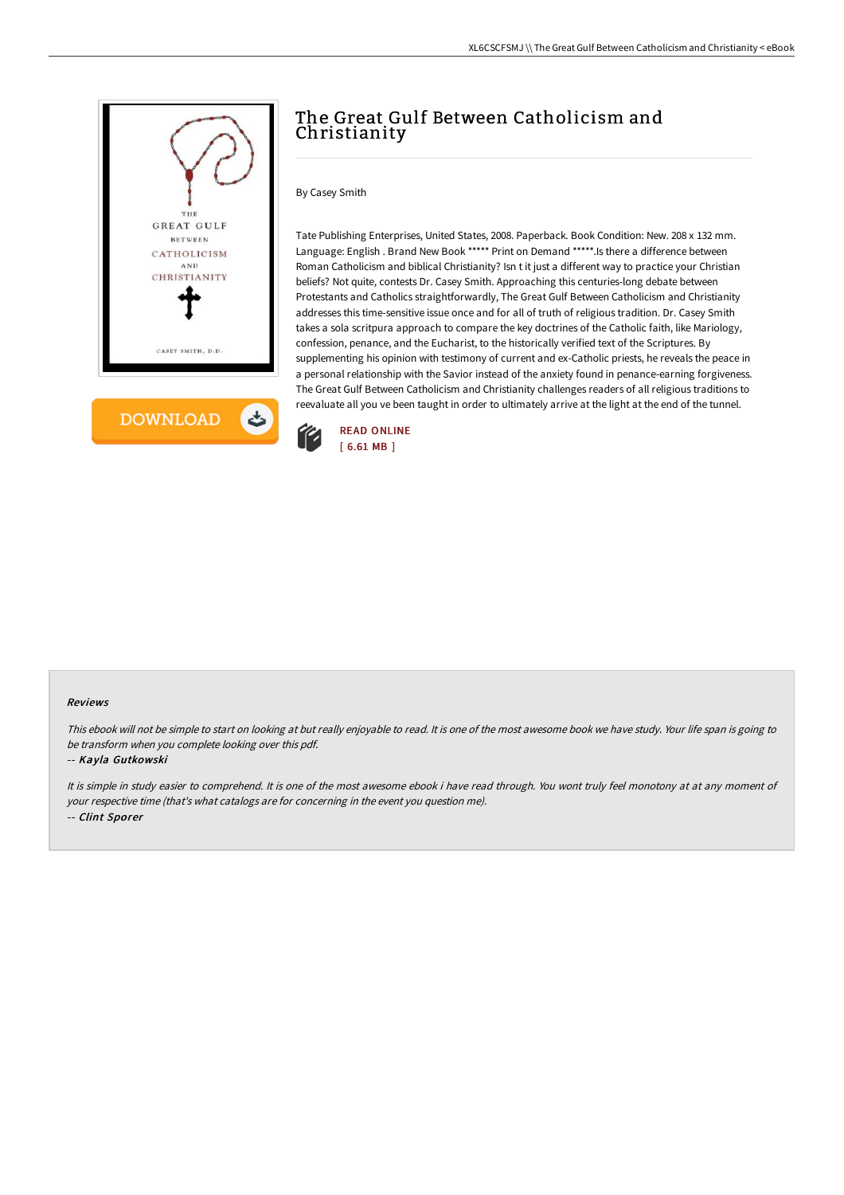# The Great Gulf Between Catholicism and Christianity

By Casey Smith

Tate Publishing Enterprises, United States, 2008. Paperback. Book Condition: New. 208 x 132 mm. Language: English . Brand New Book ***** Print on Demand *****.Is there a difference between Roman Catholicism and biblical Christianity? Isn t it just a different way to practice your Christian beliefs? Not quite, contests Dr. Casey Smith. Approaching this centuries-long debate between Protestants and Catholics straightforwardly, The Great Gulf Between Catholicism and Christianity addresses this time-sensitive issue once and for all of truth of religious tradition. Dr. Casey Smith takes a sola scritpura approach to compare the key doctrines of the Catholic faith, like Mariology, confession, penance, and the Eucharist, to the historically verified text of the Scriptures. By supplementing his opinion with testimony of current and ex-Catholic priests, he reveals the peace in a personal relationship with the Savior instead of the anxiety found in penance-earning forgiveness. The Great Gulf Between Catholicism and Christianity challenges readers of all religious traditions to reevaluate all you ve been taught in order to ultimately arrive at the light at the end of the tunnel.

READ ONLINE
[ 6.61 MB ]

#### Reviews

*This ebook will not be simple to start on looking at but really enjoyable to read. It is one of the most awesome book we have study. Your life span is going to be transform when you complete looking over this pdf.*

-- *Kayla Gutkowski*

*It is simple in study easier to comprehend. It is one of the most awesome ebook i have read through. You wont truly feel monotony at at any moment of your respective time (that's what catalogs are for concerning in the event you question me).*

-- *Clint Sporer*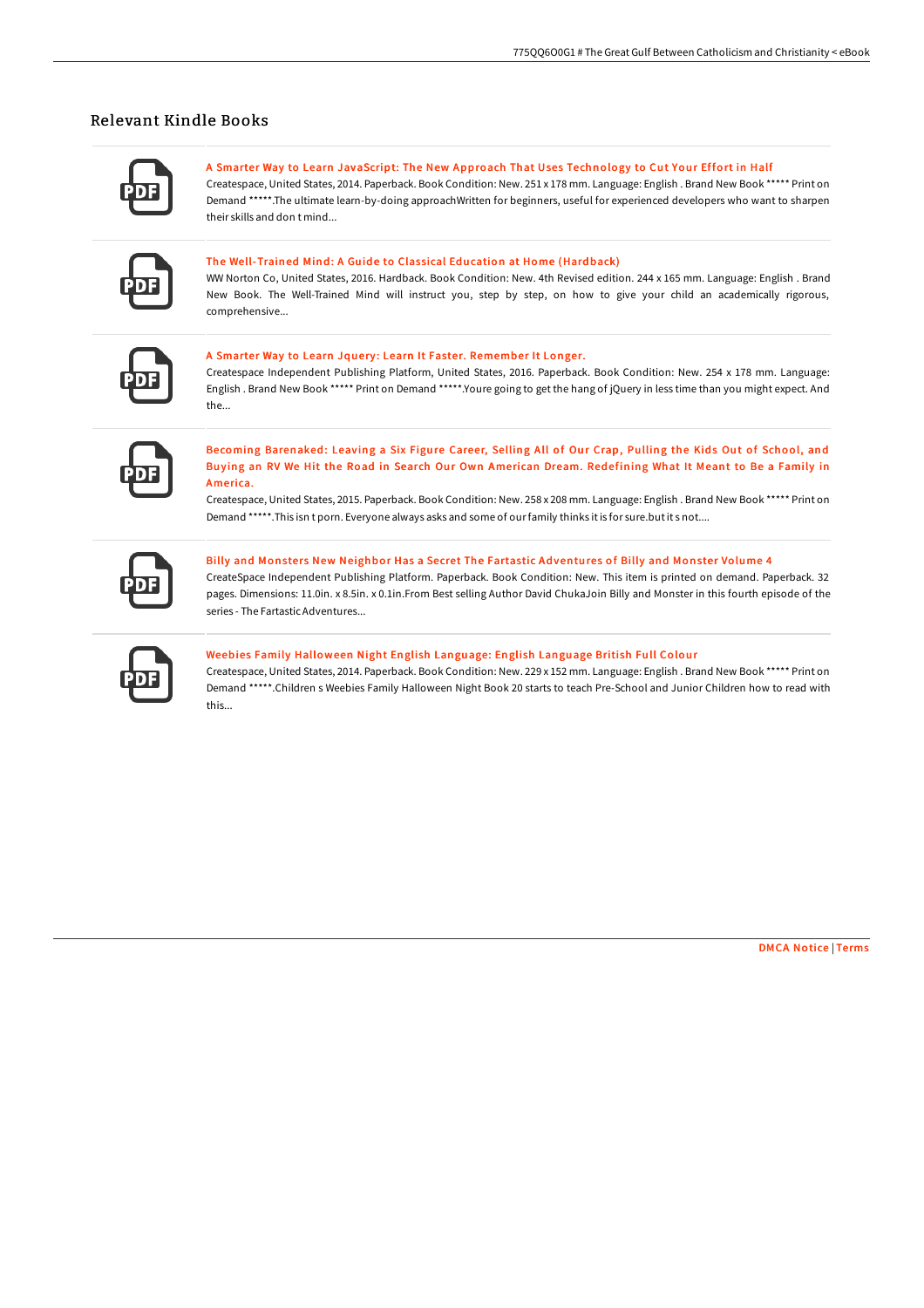## Relevant Kindle Books

**A Smarter Way to Learn JavaScript: The New Approach That Uses Technology to Cut Your Effort in Half**

Createspace, United States, 2014. Paperback. Book Condition: New. 251 x 178 mm. Language: English . Brand New Book ***** Print on Demand *****.The ultimate learn-by-doing approachWritten for beginners, useful for experienced developers who want to sharpen their skills and don t mind...

**The Well-Trained Mind: A Guide to Classical Education at Home (Hardback)**

WW Norton Co, United States, 2016. Hardback. Book Condition: New. 4th Revised edition. 244 x 165 mm. Language: English . Brand New Book. The Well-Trained Mind will instruct you, step by step, on how to give your child an academically rigorous, comprehensive...

**A Smarter Way to Learn Jquery: Learn It Faster. Remember It Longer.**

Createspace Independent Publishing Platform, United States, 2016. Paperback. Book Condition: New. 254 x 178 mm. Language: English . Brand New Book ***** Print on Demand *****.Youre going to get the hang of jQuery in less time than you might expect. And the...

**Becoming Barenaked: Leaving a Six Figure Career, Selling All of Our Crap, Pulling the Kids Out of School, and Buying an RV We Hit the Road in Search Our Own American Dream. Redefining What It Meant to Be a Family in America.**

Createspace, United States, 2015. Paperback. Book Condition: New. 258 x 208 mm. Language: English . Brand New Book ***** Print on Demand *****.This isn t porn. Everyone always asks and some of our family thinks it is for sure.but it s not....

**Billy and Monsters New Neighbor Has a Secret The Fartastic Adventures of Billy and Monster Volume 4**

CreateSpace Independent Publishing Platform. Paperback. Book Condition: New. This item is printed on demand. Paperback. 32 pages. Dimensions: 11.0in. x 8.5in. x 0.1in.From Best selling Author David ChukaJoin Billy and Monster in this fourth episode of the series - The Fartastic Adventures...

**Weebies Family Halloween Night English Language: English Language British Full Colour**

Createspace, United States, 2014. Paperback. Book Condition: New. 229 x 152 mm. Language: English . Brand New Book ***** Print on Demand *****.Children s Weebies Family Halloween Night Book 20 starts to teach Pre-School and Junior Children how to read with this...